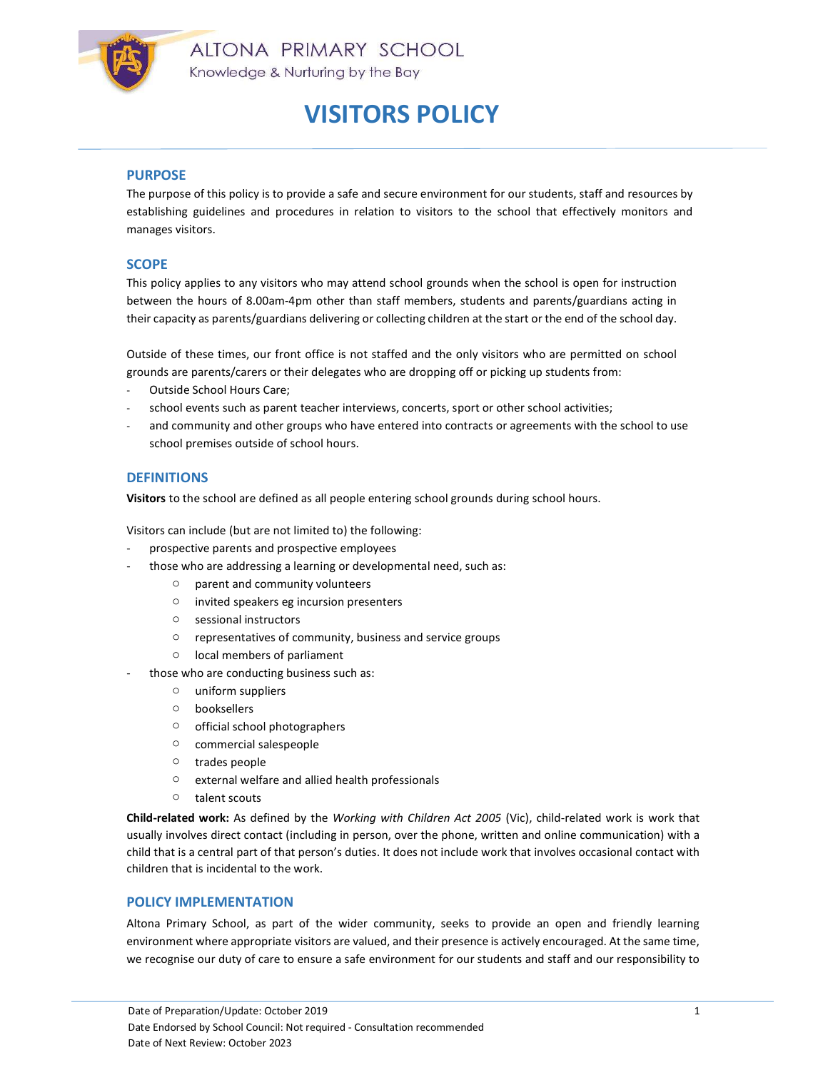ALTONA PRIMARY SCHOOL

Knowledge & Nurturing by the Bay

# VISITORS POLICY

## PURPOSE

The purpose of this policy is to provide a safe and secure environment for our students, staff and resources by establishing guidelines and procedures in relation to visitors to the school that effectively monitors and manages visitors.

## SCOPE

This policy applies to any visitors who may attend school grounds when the school is open for instruction between the hours of 8.00am-4pm other than staff members, students and parents/guardians acting in their capacity as parents/guardians delivering or collecting children at the start or the end of the school day.

Outside of these times, our front office is not staffed and the only visitors who are permitted on school grounds are parents/carers or their delegates who are dropping off or picking up students from:

- Outside School Hours Care;
- school events such as parent teacher interviews, concerts, sport or other school activities;
- and community and other groups who have entered into contracts or agreements with the school to use school premises outside of school hours.

## DEFINITIONS

**Visitors** to the school are defined as all people entering school grounds during school hours.

Visitors can include (but are not limited to) the following:

- prospective parents and prospective employees
- those who are addressing a learning or developmental need, such as:
  - parent and community volunteers
  - invited speakers eg incursion presenters
  - sessional instructors
  - representatives of community, business and service groups
  - local members of parliament
- those who are conducting business such as:
  - uniform suppliers
  - booksellers
  - official school photographers
  - commercial salespeople
  - trades people
  - external welfare and allied health professionals
  - talent scouts

**Child-related work:** As defined by the *Working with Children Act 2005* (Vic), child-related work is work that usually involves direct contact (including in person, over the phone, written and online communication) with a child that is a central part of that person's duties. It does not include work that involves occasional contact with children that is incidental to the work.

## POLICY IMPLEMENTATION

Altona Primary School, as part of the wider community, seeks to provide an open and friendly learning environment where appropriate visitors are valued, and their presence is actively encouraged. At the same time, we recognise our duty of care to ensure a safe environment for our students and staff and our responsibility to

Date of Preparation/Update: October 2019

Date Endorsed by School Council: Not required - Consultation recommended

Date of Next Review: October 2023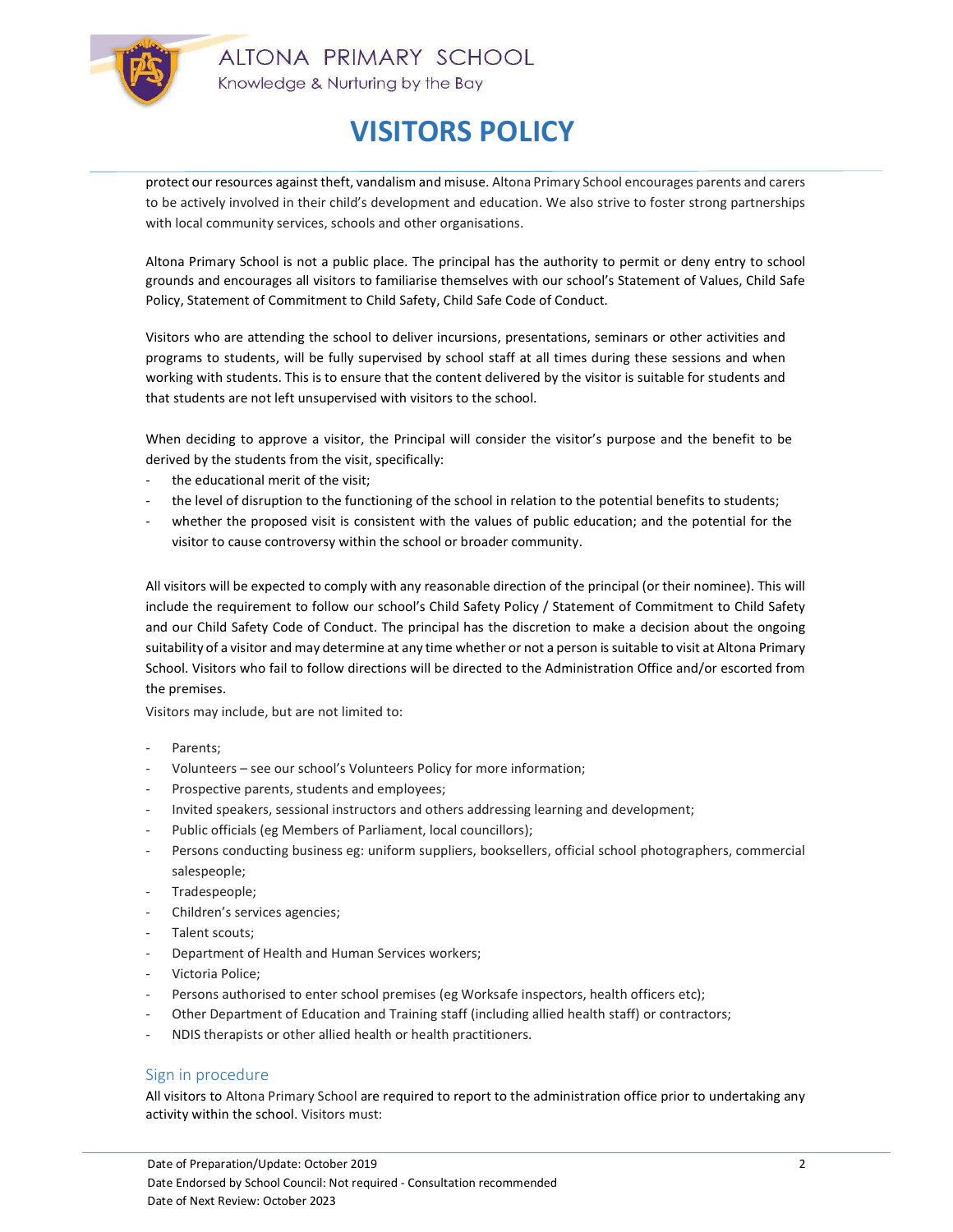protect our resources against theft, vandalism and misuse. Altona Primary School encourages parents and carers to be actively involved in their child's development and education. We also strive to foster strong partnerships with local community services, schools and other organisations.

Altona Primary School is not a public place. The principal has the authority to permit or deny entry to school grounds and encourages all visitors to familiarise themselves with our school's Statement of Values, Child Safe Policy, Statement of Commitment to Child Safety, Child Safe Code of Conduct.

Visitors who are attending the school to deliver incursions, presentations, seminars or other activities and programs to students, will be fully supervised by school staff at all times during these sessions and when working with students. This is to ensure that the content delivered by the visitor is suitable for students and that students are not left unsupervised with visitors to the school.

When deciding to approve a visitor, the Principal will consider the visitor's purpose and the benefit to be derived by the students from the visit, specifically:

- the educational merit of the visit;
- the level of disruption to the functioning of the school in relation to the potential benefits to students;
- whether the proposed visit is consistent with the values of public education; and the potential for the visitor to cause controversy within the school or broader community.

All visitors will be expected to comply with any reasonable direction of the principal (or their nominee). This will include the requirement to follow our school's Child Safety Policy / Statement of Commitment to Child Safety and our Child Safety Code of Conduct. The principal has the discretion to make a decision about the ongoing suitability of a visitor and may determine at any time whether or not a person is suitable to visit at Altona Primary School. Visitors who fail to follow directions will be directed to the Administration Office and/or escorted from the premises.

Visitors may include, but are not limited to:

- Parents;
- Volunteers – see our school's Volunteers Policy for more information;
- Prospective parents, students and employees;
- Invited speakers, sessional instructors and others addressing learning and development;
- Public officials (eg Members of Parliament, local councillors);
- Persons conducting business eg: uniform suppliers, booksellers, official school photographers, commercial salespeople;
- Tradespeople;
- Children's services agencies;
- Talent scouts;
- Department of Health and Human Services workers;
- Victoria Police;
- Persons authorised to enter school premises (eg Worksafe inspectors, health officers etc);
- Other Department of Education and Training staff (including allied health staff) or contractors;
- NDIS therapists or other allied health or health practitioners.

## Sign in procedure

All visitors to Altona Primary School are required to report to the administration office prior to undertaking any activity within the school. Visitors must: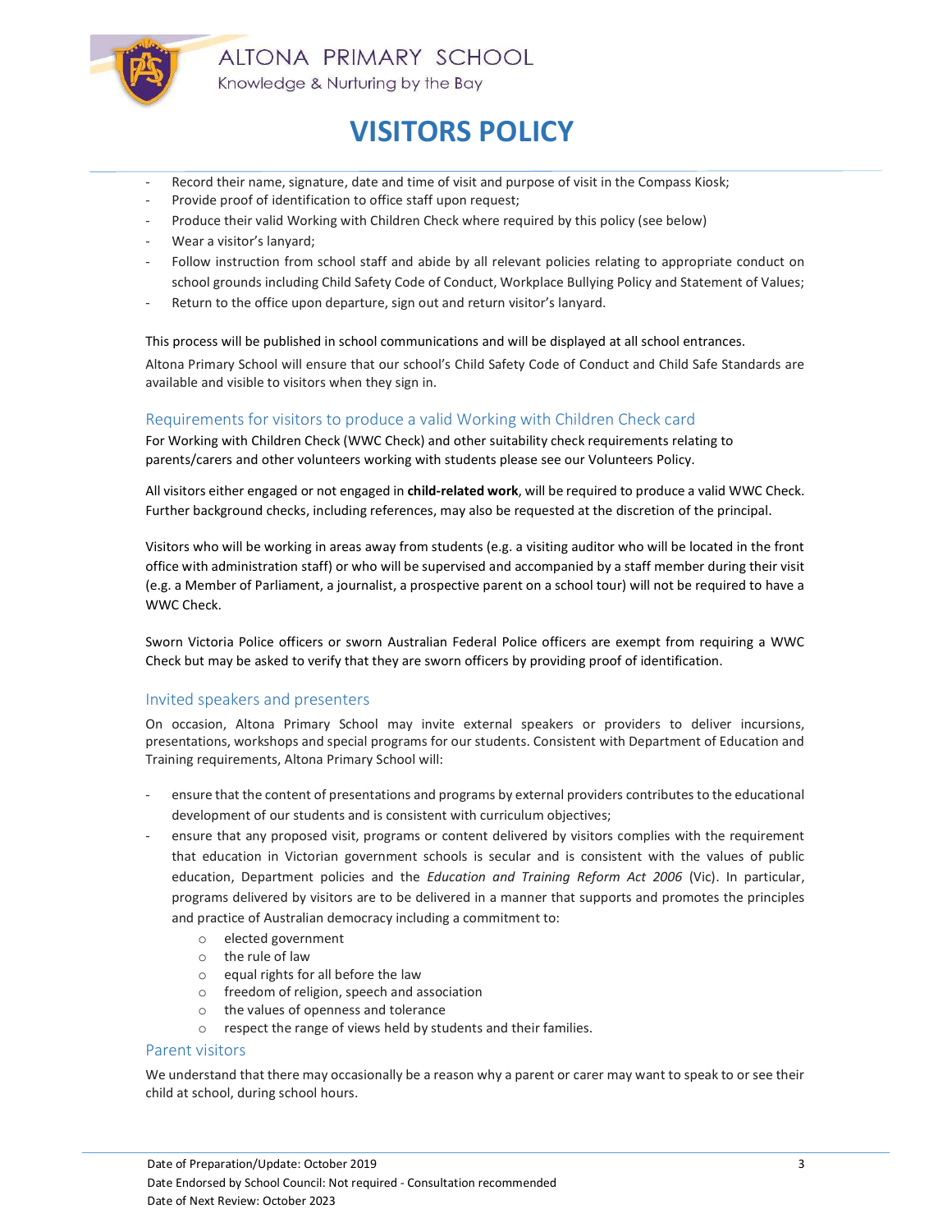- Record their name, signature, date and time of visit and purpose of visit in the Compass Kiosk;
- Provide proof of identification to office staff upon request;
- Produce their valid Working with Children Check where required by this policy (see below)
- Wear a visitor's lanyard;
- Follow instruction from school staff and abide by all relevant policies relating to appropriate conduct on school grounds including Child Safety Code of Conduct, Workplace Bullying Policy and Statement of Values;
- Return to the office upon departure, sign out and return visitor's lanyard.

This process will be published in school communications and will be displayed at all school entrances.

Altona Primary School will ensure that our school's Child Safety Code of Conduct and Child Safe Standards are available and visible to visitors when they sign in.

## Requirements for visitors to produce a valid Working with Children Check card

For Working with Children Check (WWC Check) and other suitability check requirements relating to parents/carers and other volunteers working with students please see our Volunteers Policy.

All visitors either engaged or not engaged in **child-related work**, will be required to produce a valid WWC Check. Further background checks, including references, may also be requested at the discretion of the principal.

Visitors who will be working in areas away from students (e.g. a visiting auditor who will be located in the front office with administration staff) or who will be supervised and accompanied by a staff member during their visit (e.g. a Member of Parliament, a journalist, a prospective parent on a school tour) will not be required to have a WWC Check.

Sworn Victoria Police officers or sworn Australian Federal Police officers are exempt from requiring a WWC Check but may be asked to verify that they are sworn officers by providing proof of identification.

## Invited speakers and presenters

On occasion, Altona Primary School may invite external speakers or providers to deliver incursions, presentations, workshops and special programs for our students. Consistent with Department of Education and Training requirements, Altona Primary School will:

- ensure that the content of presentations and programs by external providers contributes to the educational development of our students and is consistent with curriculum objectives;
- ensure that any proposed visit, programs or content delivered by visitors complies with the requirement that education in Victorian government schools is secular and is consistent with the values of public education, Department policies and the *Education and Training Reform Act 2006* (Vic). In particular, programs delivered by visitors are to be delivered in a manner that supports and promotes the principles and practice of Australian democracy including a commitment to:
  - elected government
  - the rule of law
  - equal rights for all before the law
  - freedom of religion, speech and association
  - the values of openness and tolerance
  - respect the range of views held by students and their families.

## Parent visitors

We understand that there may occasionally be a reason why a parent or carer may want to speak to or see their child at school, during school hours.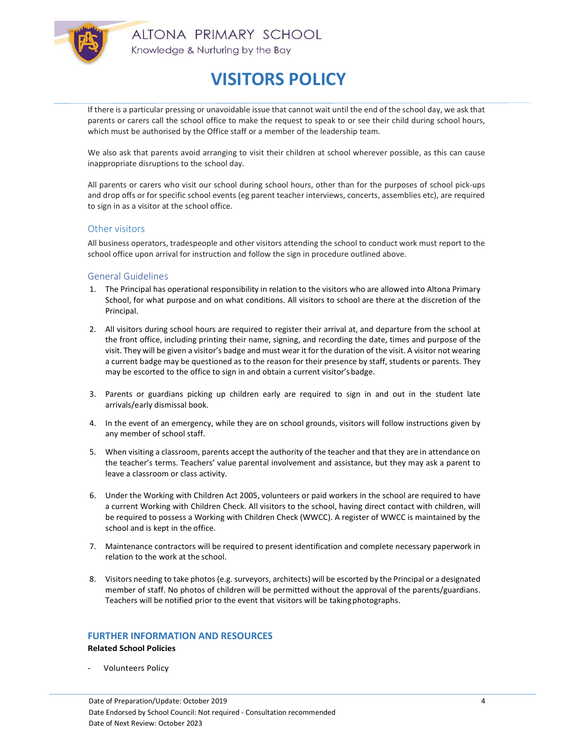If there is a particular pressing or unavoidable issue that cannot wait until the end of the school day, we ask that parents or carers call the school office to make the request to speak to or see their child during school hours, which must be authorised by the Office staff or a member of the leadership team.

We also ask that parents avoid arranging to visit their children at school wherever possible, as this can cause inappropriate disruptions to the school day.

All parents or carers who visit our school during school hours, other than for the purposes of school pick-ups and drop offs or for specific school events (eg parent teacher interviews, concerts, assemblies etc), are required to sign in as a visitor at the school office.

### Other visitors

All business operators, tradespeople and other visitors attending the school to conduct work must report to the school office upon arrival for instruction and follow the sign in procedure outlined above.

### General Guidelines

1. The Principal has operational responsibility in relation to the visitors who are allowed into Altona Primary School, for what purpose and on what conditions. All visitors to school are there at the discretion of the Principal.

2. All visitors during school hours are required to register their arrival at, and departure from the school at the front office, including printing their name, signing, and recording the date, times and purpose of the visit. They will be given a visitor's badge and must wear it for the duration of the visit. A visitor not wearing a current badge may be questioned as to the reason for their presence by staff, students or parents. They may be escorted to the office to sign in and obtain a current visitor's badge.

3. Parents or guardians picking up children early are required to sign in and out in the student late arrivals/early dismissal book.

4. In the event of an emergency, while they are on school grounds, visitors will follow instructions given by any member of school staff.

5. When visiting a classroom, parents accept the authority of the teacher and that they are in attendance on the teacher's terms. Teachers' value parental involvement and assistance, but they may ask a parent to leave a classroom or class activity.

6. Under the Working with Children Act 2005, volunteers or paid workers in the school are required to have a current Working with Children Check. All visitors to the school, having direct contact with children, will be required to possess a Working with Children Check (WWCC). A register of WWCC is maintained by the school and is kept in the office.

7. Maintenance contractors will be required to present identification and complete necessary paperwork in relation to the work at the school.

8. Visitors needing to take photos (e.g. surveyors, architects) will be escorted by the Principal or a designated member of staff. No photos of children will be permitted without the approval of the parents/guardians. Teachers will be notified prior to the event that visitors will be taking photographs.

## FURTHER INFORMATION AND RESOURCES

**Related School Policies**

- Volunteers Policy

Date of Preparation/Update: October 2019
Date Endorsed by School Council: Not required - Consultation recommended
Date of Next Review: October 2023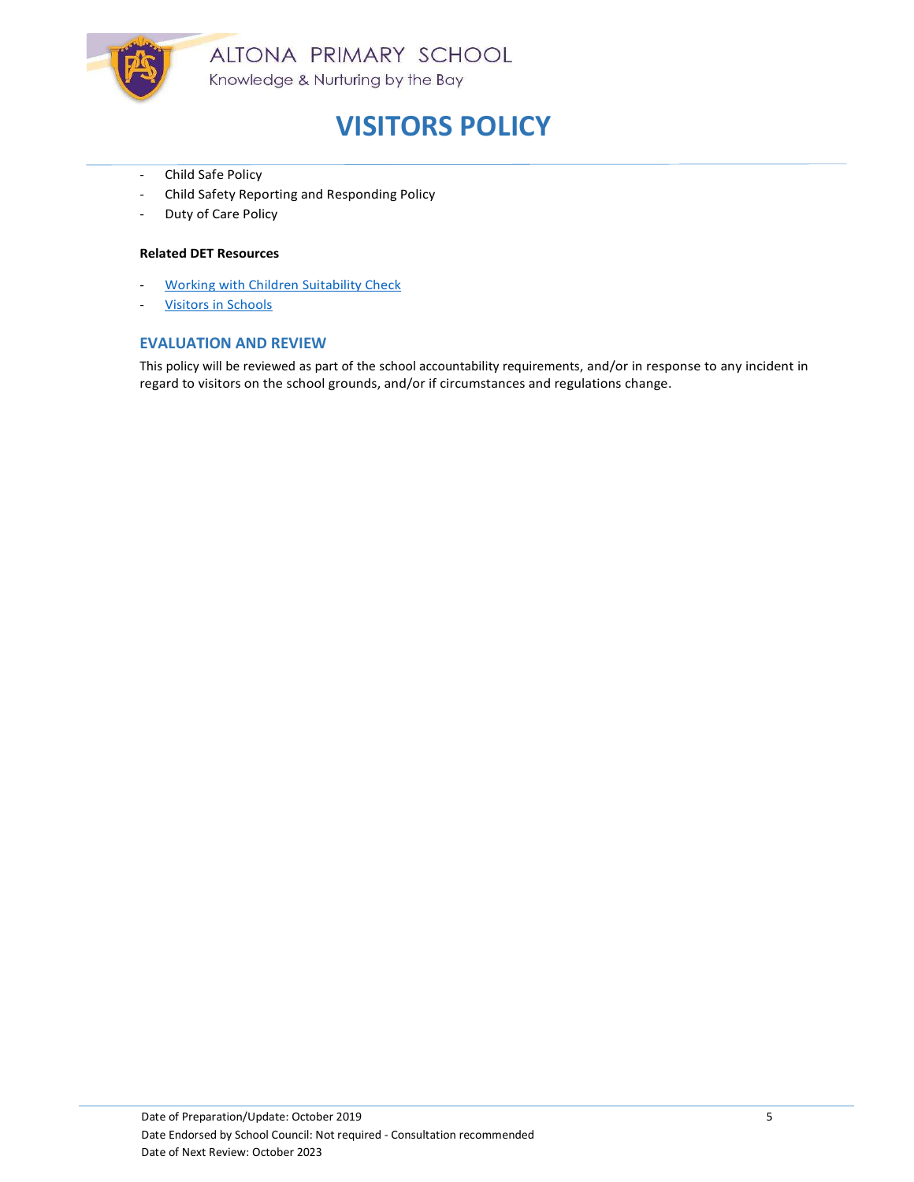- Child Safe Policy
- Child Safety Reporting and Responding Policy
- Duty of Care Policy

**Related DET Resources**

- [Working with Children Suitability Check]
- [Visitors in Schools]

## EVALUATION AND REVIEW

This policy will be reviewed as part of the school accountability requirements, and/or in response to any incident in regard to visitors on the school grounds, and/or if circumstances and regulations change.

Date of Preparation/Update: October 2019
Date Endorsed by School Council: Not required - Consultation recommended
Date of Next Review: October 2023